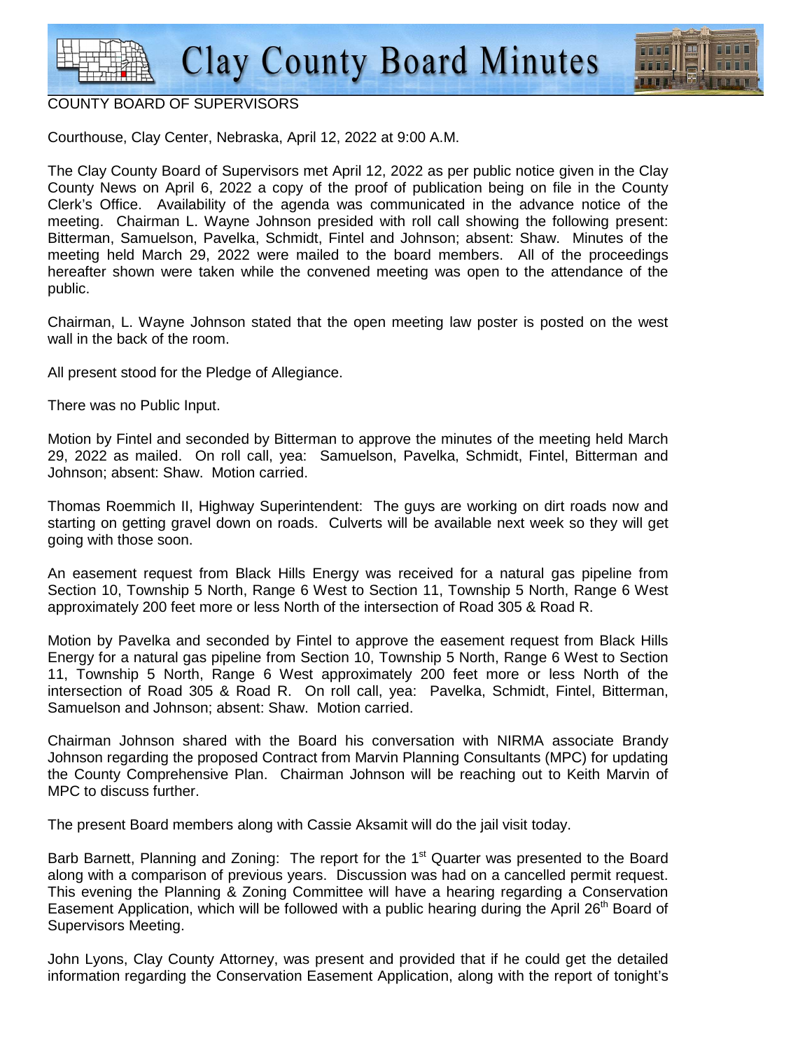# Clay County Board Minutes

COUNTY BOARD OF SUPERVISORS

Courthouse, Clay Center, Nebraska, April 12, 2022 at 9:00 A.M.

The Clay County Board of Supervisors met April 12, 2022 as per public notice given in the Clay County News on April 6, 2022 a copy of the proof of publication being on file in the County Clerk's Office. Availability of the agenda was communicated in the advance notice of the meeting. Chairman L. Wayne Johnson presided with roll call showing the following present: Bitterman, Samuelson, Pavelka, Schmidt, Fintel and Johnson; absent: Shaw. Minutes of the meeting held March 29, 2022 were mailed to the board members. All of the proceedings hereafter shown were taken while the convened meeting was open to the attendance of the public.

Chairman, L. Wayne Johnson stated that the open meeting law poster is posted on the west wall in the back of the room.

All present stood for the Pledge of Allegiance.

There was no Public Input.

Motion by Fintel and seconded by Bitterman to approve the minutes of the meeting held March 29, 2022 as mailed. On roll call, yea: Samuelson, Pavelka, Schmidt, Fintel, Bitterman and Johnson; absent: Shaw. Motion carried.

Thomas Roemmich II, Highway Superintendent: The guys are working on dirt roads now and starting on getting gravel down on roads. Culverts will be available next week so they will get going with those soon.

An easement request from Black Hills Energy was received for a natural gas pipeline from Section 10, Township 5 North, Range 6 West to Section 11, Township 5 North, Range 6 West approximately 200 feet more or less North of the intersection of Road 305 & Road R.

Motion by Pavelka and seconded by Fintel to approve the easement request from Black Hills Energy for a natural gas pipeline from Section 10, Township 5 North, Range 6 West to Section 11, Township 5 North, Range 6 West approximately 200 feet more or less North of the intersection of Road 305 & Road R. On roll call, yea: Pavelka, Schmidt, Fintel, Bitterman, Samuelson and Johnson; absent: Shaw. Motion carried.

Chairman Johnson shared with the Board his conversation with NIRMA associate Brandy Johnson regarding the proposed Contract from Marvin Planning Consultants (MPC) for updating the County Comprehensive Plan. Chairman Johnson will be reaching out to Keith Marvin of MPC to discuss further.

The present Board members along with Cassie Aksamit will do the jail visit today.

Barb Barnett, Planning and Zoning: The report for the 1st Quarter was presented to the Board along with a comparison of previous years. Discussion was had on a cancelled permit request. This evening the Planning & Zoning Committee will have a hearing regarding a Conservation Easement Application, which will be followed with a public hearing during the April 26th Board of Supervisors Meeting.

John Lyons, Clay County Attorney, was present and provided that if he could get the detailed information regarding the Conservation Easement Application, along with the report of tonight's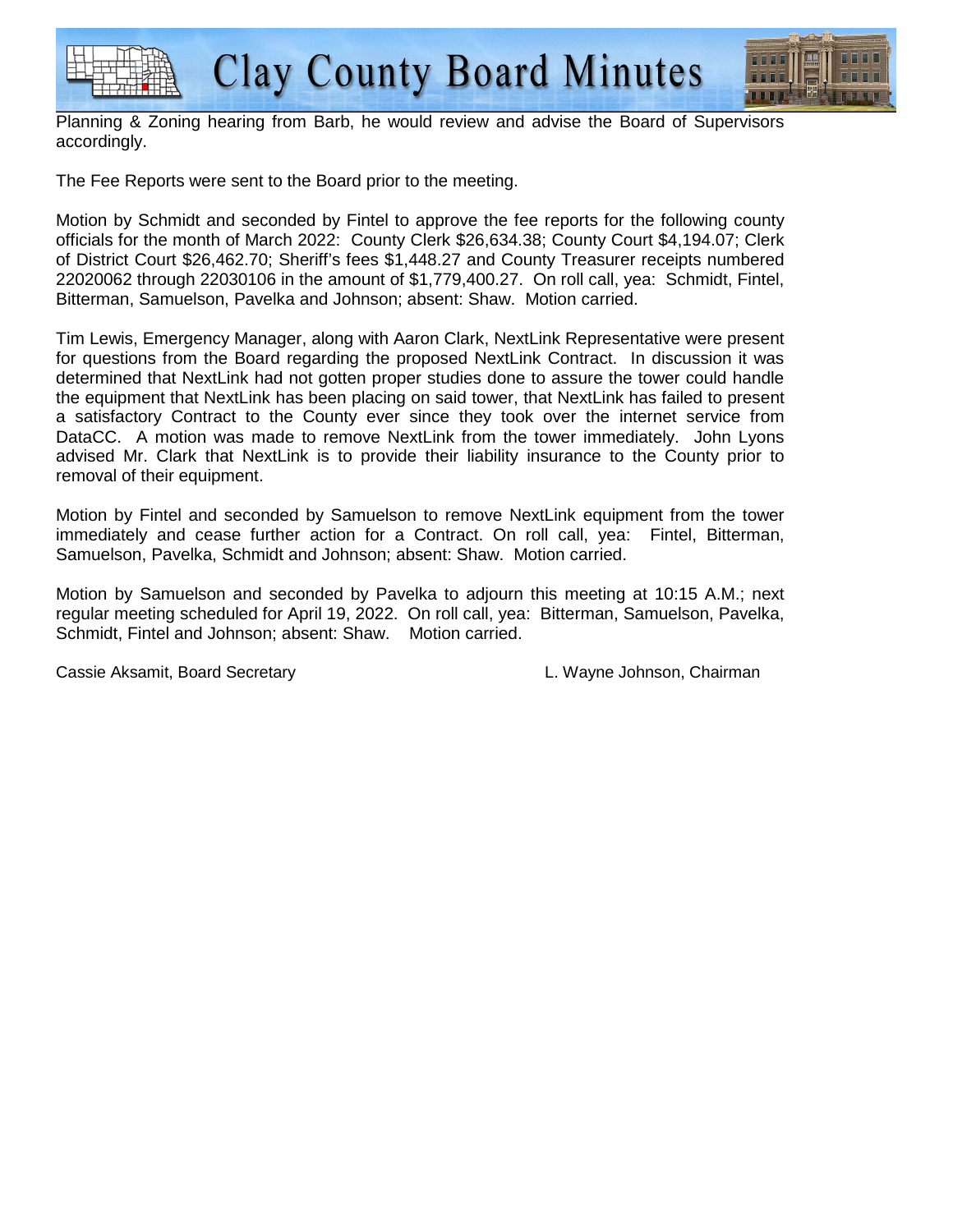Planning & Zoning hearing from Barb, he would review and advise the Board of Supervisors accordingly.

The Fee Reports were sent to the Board prior to the meeting.

Motion by Schmidt and seconded by Fintel to approve the fee reports for the following county officials for the month of March 2022: County Clerk $26,634.38; County Court $4,194.07; Clerk of District Court $26,462.70; Sheriff's fees $1,448.27 and County Treasurer receipts numbered 22020062 through 22030106 in the amount of $1,779,400.27. On roll call, yea: Schmidt, Fintel, Bitterman, Samuelson, Pavelka and Johnson; absent: Shaw. Motion carried.

Tim Lewis, Emergency Manager, along with Aaron Clark, NextLink Representative were present for questions from the Board regarding the proposed NextLink Contract. In discussion it was determined that NextLink had not gotten proper studies done to assure the tower could handle the equipment that NextLink has been placing on said tower, that NextLink has failed to present a satisfactory Contract to the County ever since they took over the internet service from DataCC. A motion was made to remove NextLink from the tower immediately. John Lyons advised Mr. Clark that NextLink is to provide their liability insurance to the County prior to removal of their equipment.

Motion by Fintel and seconded by Samuelson to remove NextLink equipment from the tower immediately and cease further action for a Contract. On roll call, yea: Fintel, Bitterman, Samuelson, Pavelka, Schmidt and Johnson; absent: Shaw. Motion carried.

Motion by Samuelson and seconded by Pavelka to adjourn this meeting at 10:15 A.M.; next regular meeting scheduled for April 19, 2022. On roll call, yea: Bitterman, Samuelson, Pavelka, Schmidt, Fintel and Johnson; absent: Shaw. Motion carried.

Cassie Aksamit, Board Secretary

L. Wayne Johnson, Chairman